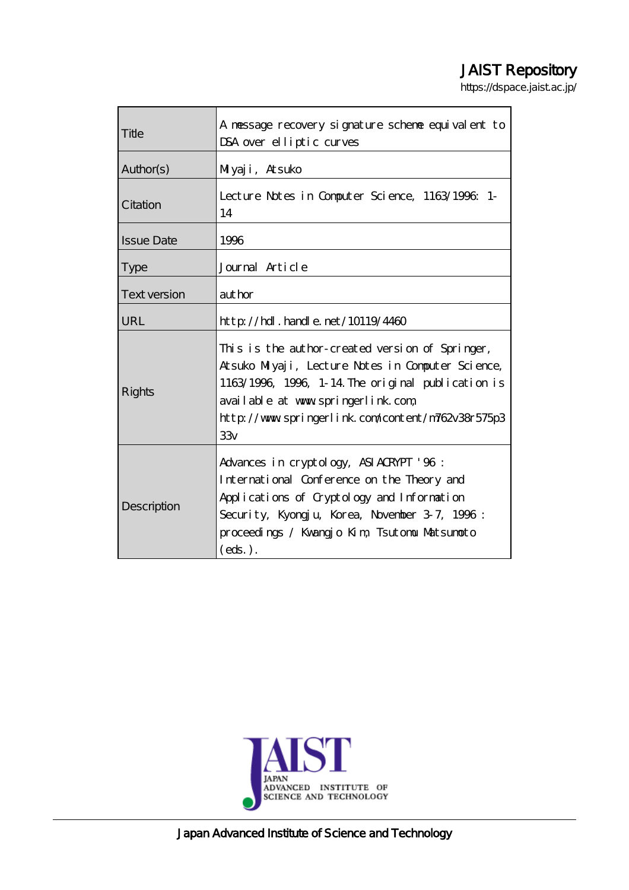JAIST Repository

https://dspace.jaist.ac.jp/

| | |
|---|---|
| Title | A message recovery signature scheme equivalent to DSA over elliptic curves |
| Author(s) | Miyaji, Atsuko |
| Citation | Lecture Notes in Computer Science, 1163/1996: 1-14 |
| Issue Date | 1996 |
| Type | Journal Article |
| Text version | author |
| URL | http://hdl.handle.net/10119/4460 |
| Rights | This is the author-created version of Springer, Atsuko Miyaji, Lecture Notes in Computer Science, 1163/1996, 1996, 1-14.The original publication is available at www.springerlink.com, http://www.springerlink.com/content/m762v38r575p333v |
| Description | Advances in cryptology, ASIACRYPT '96 : International Conference on the Theory and Applications of Cryptology and Information Security, Kyongju, Korea, November 3-7, 1996 : proceedings / Kwangjo Kim, Tsutomu Matsumoto (eds.). |

JAIST JAPAN ADVANCED INSTITUTE OF SCIENCE AND TECHNOLOGY

Japan Advanced Institute of Science and Technology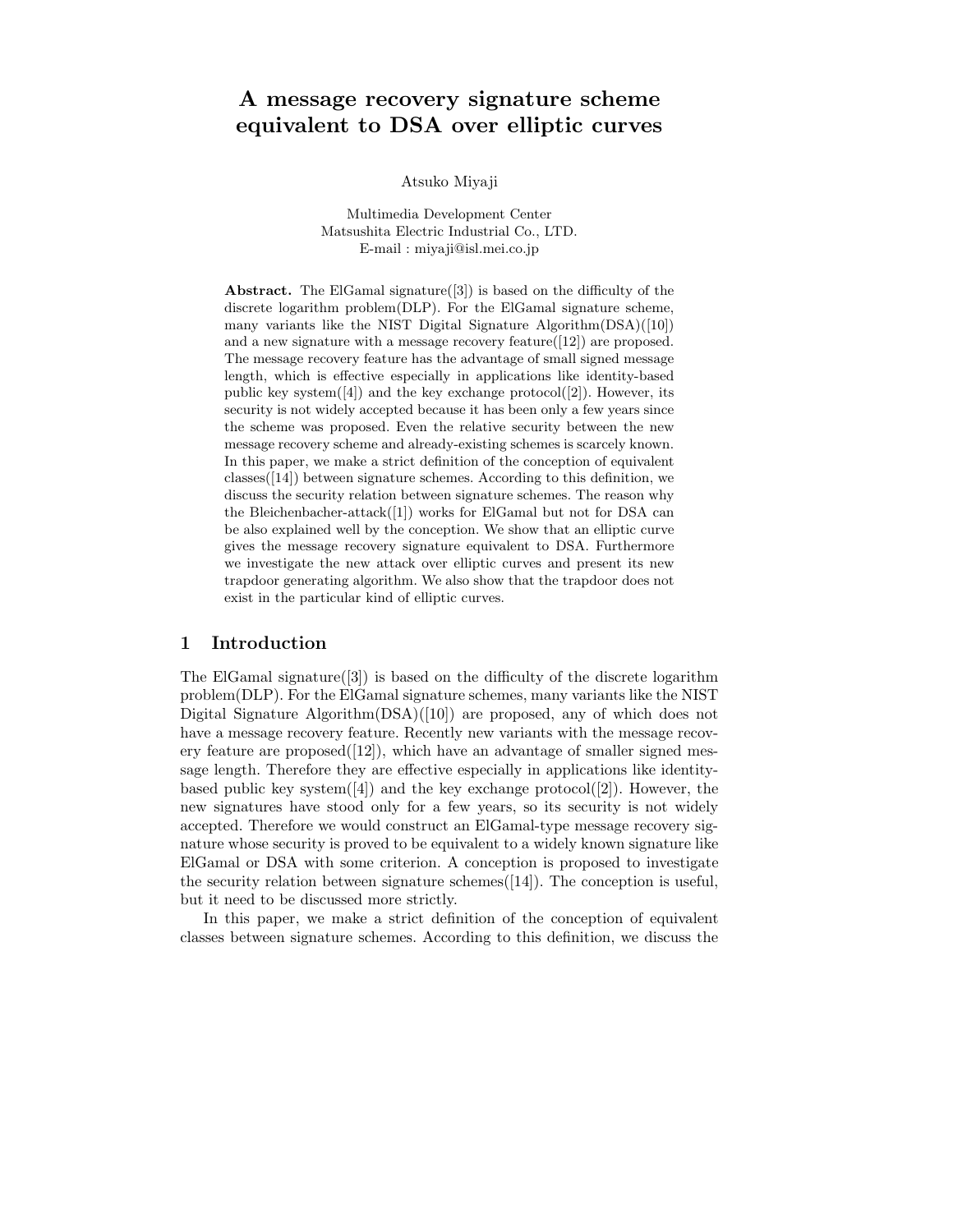# A message recovery signature scheme equivalent to DSA over elliptic curves

Atsuko Miyaji

Multimedia Development Center
Matsushita Electric Industrial Co., LTD.
E-mail : miyaji@isl.mei.co.jp

**Abstract.** The ElGamal signature([3]) is based on the difficulty of the discrete logarithm problem(DLP). For the ElGamal signature scheme, many variants like the NIST Digital Signature Algorithm(DSA)([10]) and a new signature with a message recovery feature([12]) are proposed. The message recovery feature has the advantage of small signed message length, which is effective especially in applications like identity-based public key system([4]) and the key exchange protocol([2]). However, its security is not widely accepted because it has been only a few years since the scheme was proposed. Even the relative security between the new message recovery scheme and already-existing schemes is scarcely known. In this paper, we make a strict definition of the conception of equivalent classes([14]) between signature schemes. According to this definition, we discuss the security relation between signature schemes. The reason why the Bleichenbacher-attack([1]) works for ElGamal but not for DSA can be also explained well by the conception. We show that an elliptic curve gives the message recovery signature equivalent to DSA. Furthermore we investigate the new attack over elliptic curves and present its new trapdoor generating algorithm. We also show that the trapdoor does not exist in the particular kind of elliptic curves.

## 1 Introduction

The ElGamal signature([3]) is based on the difficulty of the discrete logarithm problem(DLP). For the ElGamal signature schemes, many variants like the NIST Digital Signature Algorithm(DSA)([10]) are proposed, any of which does not have a message recovery feature. Recently new variants with the message recovery feature are proposed([12]), which have an advantage of smaller signed message length. Therefore they are effective especially in applications like identity-based public key system([4]) and the key exchange protocol([2]). However, the new signatures have stood only for a few years, so its security is not widely accepted. Therefore we would construct an ElGamal-type message recovery signature whose security is proved to be equivalent to a widely known signature like ElGamal or DSA with some criterion. A conception is proposed to investigate the security relation between signature schemes([14]). The conception is useful, but it need to be discussed more strictly.

In this paper, we make a strict definition of the conception of equivalent classes between signature schemes. According to this definition, we discuss the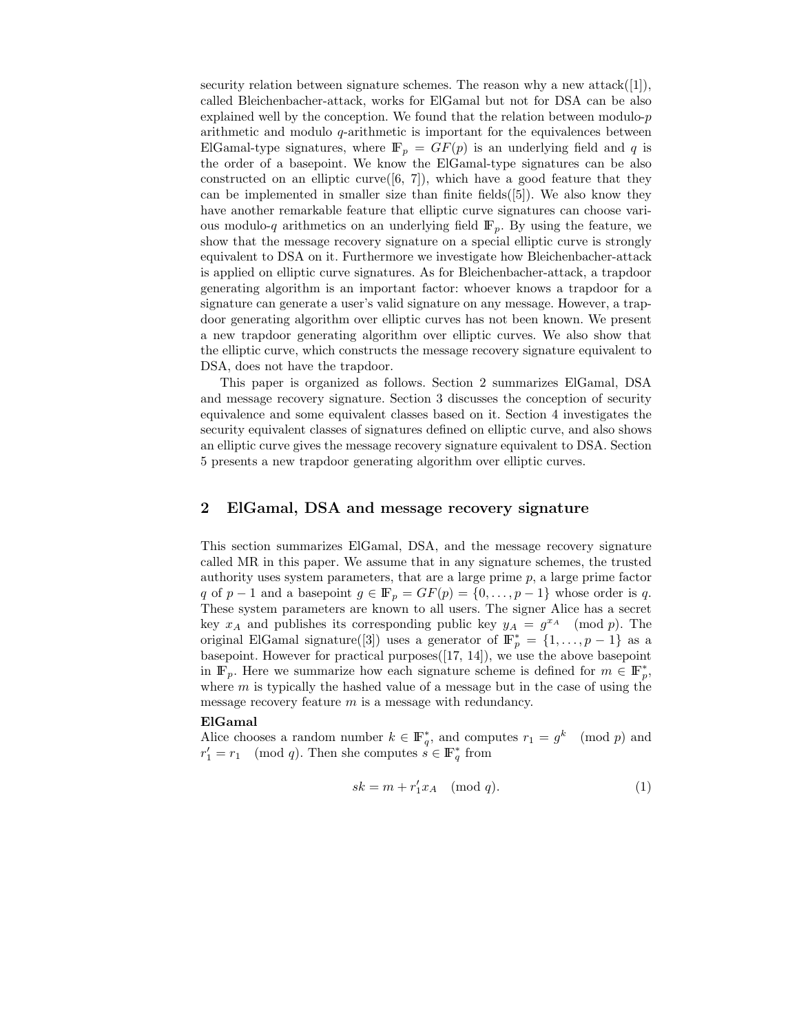security relation between signature schemes. The reason why a new attack([1]), called Bleichenbacher-attack, works for ElGamal but not for DSA can be also explained well by the conception. We found that the relation between modulo-$p$ arithmetic and modulo $q$-arithmetic is important for the equivalences between ElGamal-type signatures, where $\mathbb{F}_p = GF(p)$ is an underlying field and $q$ is the order of a basepoint. We know the ElGamal-type signatures can be also constructed on an elliptic curve([6, 7]), which have a good feature that they can be implemented in smaller size than finite fields([5]). We also know they have another remarkable feature that elliptic curve signatures can choose various modulo-$q$ arithmetics on an underlying field $\mathbb{F}_p$. By using the feature, we show that the message recovery signature on a special elliptic curve is strongly equivalent to DSA on it. Furthermore we investigate how Bleichenbacher-attack is applied on elliptic curve signatures. As for Bleichenbacher-attack, a trapdoor generating algorithm is an important factor: whoever knows a trapdoor for a signature can generate a user's valid signature on any message. However, a trapdoor generating algorithm over elliptic curves has not been known. We present a new trapdoor generating algorithm over elliptic curves. We also show that the elliptic curve, which constructs the message recovery signature equivalent to DSA, does not have the trapdoor.

This paper is organized as follows. Section 2 summarizes ElGamal, DSA and message recovery signature. Section 3 discusses the conception of security equivalence and some equivalent classes based on it. Section 4 investigates the security equivalent classes of signatures defined on elliptic curve, and also shows an elliptic curve gives the message recovery signature equivalent to DSA. Section 5 presents a new trapdoor generating algorithm over elliptic curves.

## 2 ElGamal, DSA and message recovery signature

This section summarizes ElGamal, DSA, and the message recovery signature called MR in this paper. We assume that in any signature schemes, the trusted authority uses system parameters, that are a large prime $p$, a large prime factor $q$ of $p-1$ and a basepoint $g \in \mathbb{F}_p = GF(p) = \{0, \ldots, p-1\}$ whose order is $q$. These system parameters are known to all users. The signer Alice has a secret key $x_A$ and publishes its corresponding public key $y_A = g^{x_A} \pmod{p}$. The original ElGamal signature([3]) uses a generator of $\mathbb{F}_p^* = \{1, \ldots, p-1\}$ as a basepoint. However for practical purposes([17, 14]), we use the above basepoint in $\mathbb{F}_p$. Here we summarize how each signature scheme is defined for $m \in \mathbb{F}_p^*$, where $m$ is typically the hashed value of a message but in the case of using the message recovery feature $m$ is a message with redundancy.

**ElGamal**

Alice chooses a random number $k \in \mathbb{F}_q^*$, and computes $r_1 = g^k \pmod{p}$ and $r_1' = r_1 \pmod{q}$. Then she computes $s \in \mathbb{F}_q^*$ from

$$sk = m + r_1' x_A \pmod{q}. \tag{1}$$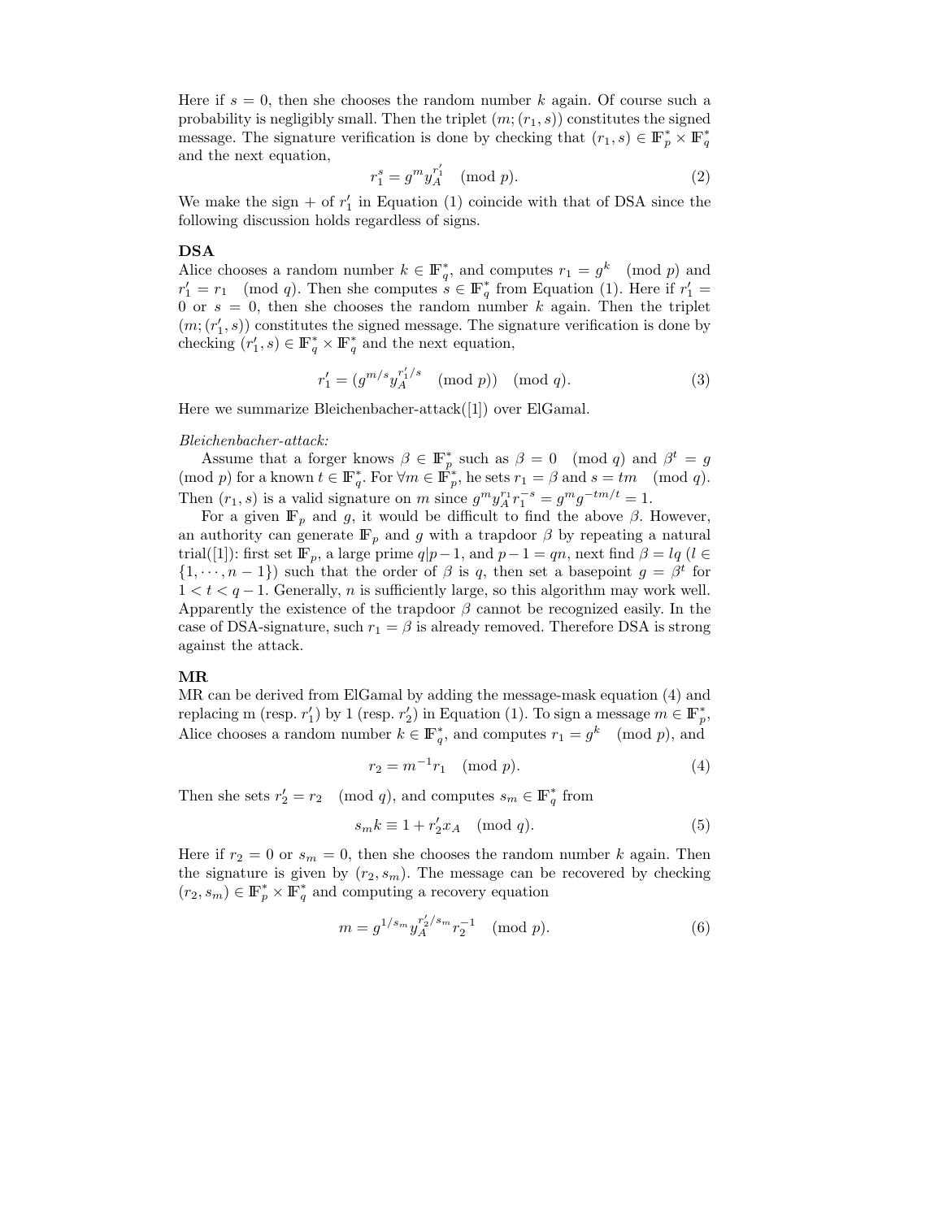Here if $s = 0$, then she chooses the random number $k$ again. Of course such a probability is negligibly small. Then the triplet $(m; (r_1, s))$ constitutes the signed message. The signature verification is done by checking that $(r_1, s) \in \mathbb{F}_p^* \times \mathbb{F}_q^*$ and the next equation,

$$r_1^s = g^m y_A^{r_1'} \pmod{p}. \tag{2}$$

We make the sign $+$ of $r_1'$ in Equation (1) coincide with that of DSA since the following discussion holds regardless of signs.

**DSA**

Alice chooses a random number $k \in \mathbb{F}_q^*$, and computes $r_1 = g^k \pmod{p}$ and $r_1' = r_1 \pmod{q}$. Then she computes $s \in \mathbb{F}_q^*$ from Equation (1). Here if $r_1' = 0$ or $s = 0$, then she chooses the random number $k$ again. Then the triplet $(m; (r_1', s))$ constitutes the signed message. The signature verification is done by checking $(r_1', s) \in \mathbb{F}_q^* \times \mathbb{F}_q^*$ and the next equation,

$$r_1' = (g^{m/s} y_A^{r_1'/s} \pmod{p}) \pmod{q}. \tag{3}$$

Here we summarize Bleichenbacher-attack([1]) over ElGamal.

*Bleichenbacher-attack:*

Assume that a forger knows $\beta \in \mathbb{F}_p^*$ such as $\beta = 0 \pmod{q}$ and $\beta^t = g \pmod{p}$ for a known $t \in \mathbb{F}_q^*$. For $\forall m \in \mathbb{F}_p^*$, he sets $r_1 = \beta$ and $s = tm \pmod{q}$. Then $(r_1, s)$ is a valid signature on $m$ since $g^m y_A^{r_1} r_1^{-s} = g^m g^{-tm/t} = 1$.

For a given $\mathbb{F}_p$ and $g$, it would be difficult to find the above $\beta$. However, an authority can generate $\mathbb{F}_p$ and $g$ with a trapdoor $\beta$ by repeating a natural trial([1]): first set $\mathbb{F}_p$, a large prime $q|p-1$, and $p-1 = qn$, next find $\beta = lq$ ($l \in \{1, \cdots, n-1\}$) such that the order of $\beta$ is $q$, then set a basepoint $g = \beta^t$ for $1 < t < q-1$. Generally, $n$ is sufficiently large, so this algorithm may work well. Apparently the existence of the trapdoor $\beta$ cannot be recognized easily. In the case of DSA-signature, such $r_1 = \beta$ is already removed. Therefore DSA is strong against the attack.

**MR**

MR can be derived from ElGamal by adding the message-mask equation (4) and replacing m (resp. $r_1'$) by 1 (resp. $r_2'$) in Equation (1). To sign a message $m \in \mathbb{F}_p^*$, Alice chooses a random number $k \in \mathbb{F}_q^*$, and computes $r_1 = g^k \pmod{p}$, and

$$r_2 = m^{-1} r_1 \pmod{p}. \tag{4}$$

Then she sets $r_2' = r_2 \pmod{q}$, and computes $s_m \in \mathbb{F}_q^*$ from

$$s_m k \equiv 1 + r_2' x_A \pmod{q}. \tag{5}$$

Here if $r_2 = 0$ or $s_m = 0$, then she chooses the random number $k$ again. Then the signature is given by $(r_2, s_m)$. The message can be recovered by checking $(r_2, s_m) \in \mathbb{F}_p^* \times \mathbb{F}_q^*$ and computing a recovery equation

$$m = g^{1/s_m} y_A^{r_2'/s_m} r_2^{-1} \pmod{p}. \tag{6}$$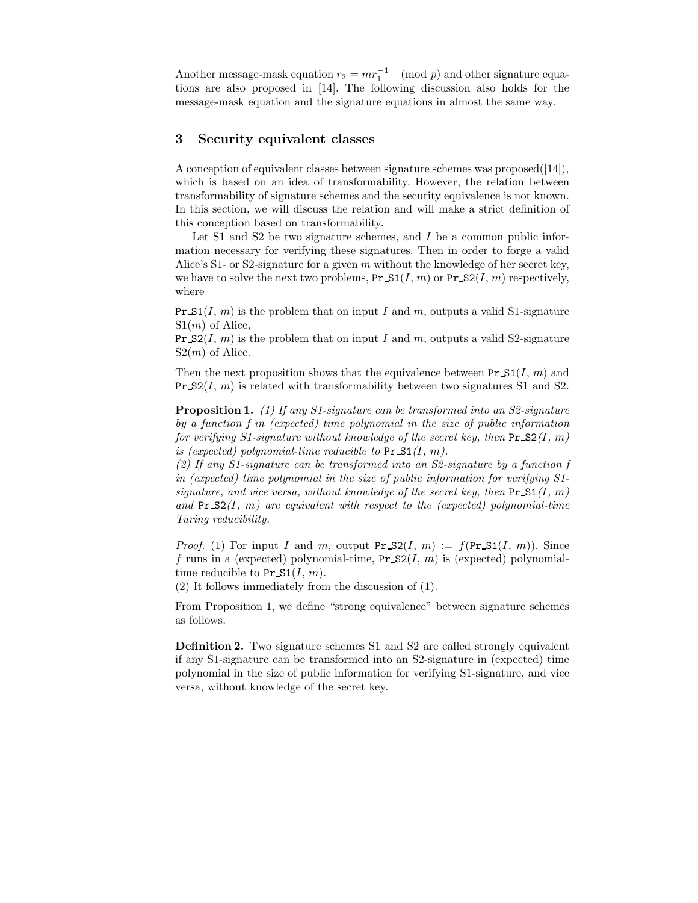Another message-mask equation $r_2 = mr_1^{-1} \pmod p$ and other signature equations are also proposed in [14]. The following discussion also holds for the message-mask equation and the signature equations in almost the same way.

## 3 Security equivalent classes

A conception of equivalent classes between signature schemes was proposed([14]), which is based on an idea of transformability. However, the relation between transformability of signature schemes and the security equivalence is not known. In this section, we will discuss the relation and will make a strict definition of this conception based on transformability.

Let S1 and S2 be two signature schemes, and $I$ be a common public information necessary for verifying these signatures. Then in order to forge a valid Alice's S1- or S2-signature for a given $m$ without the knowledge of her secret key, we have to solve the next two problems, `Pr_S1`($I$, $m$) or `Pr_S2`($I$, $m$) respectively, where

`Pr_S1`($I$, $m$) is the problem that on input $I$ and $m$, outputs a valid S1-signature S1($m$) of Alice,
`Pr_S2`($I$, $m$) is the problem that on input $I$ and $m$, outputs a valid S2-signature S2($m$) of Alice.

Then the next proposition shows that the equivalence between `Pr_S1`($I$, $m$) and `Pr_S2`($I$, $m$) is related with transformability between two signatures S1 and S2.

**Proposition 1.** *(1) If any S1-signature can be transformed into an S2-signature by a function $f$ in (expected) time polynomial in the size of public information for verifying S1-signature without knowledge of the secret key, then* `Pr_S2`*($I$, $m$) is (expected) polynomial-time reducible to* `Pr_S1`*($I$, $m$).*
*(2) If any S1-signature can be transformed into an S2-signature by a function $f$ in (expected) time polynomial in the size of public information for verifying S1-signature, and vice versa, without knowledge of the secret key, then* `Pr_S1`*($I$, $m$) and* `Pr_S2`*($I$, $m$) are equivalent with respect to the (expected) polynomial-time Turing reducibility.*

*Proof.* (1) For input $I$ and $m$, output `Pr_S2`($I$, $m$) := $f$(`Pr_S1`($I$, $m$)). Since $f$ runs in a (expected) polynomial-time, `Pr_S2`($I$, $m$) is (expected) polynomial-time reducible to `Pr_S1`($I$, $m$).
(2) It follows immediately from the discussion of (1).

From Proposition 1, we define "strong equivalence" between signature schemes as follows.

**Definition 2.** Two signature schemes S1 and S2 are called strongly equivalent if any S1-signature can be transformed into an S2-signature in (expected) time polynomial in the size of public information for verifying S1-signature, and vice versa, without knowledge of the secret key.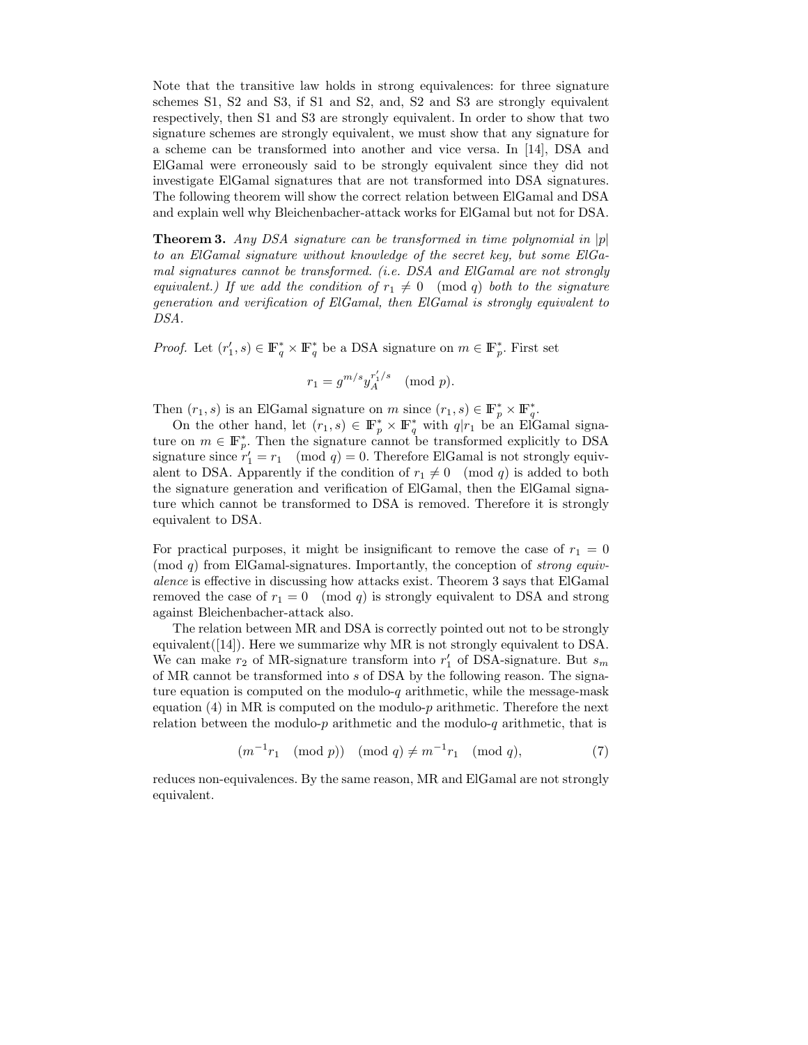Note that the transitive law holds in strong equivalences: for three signature schemes S1, S2 and S3, if S1 and S2, and, S2 and S3 are strongly equivalent respectively, then S1 and S3 are strongly equivalent. In order to show that two signature schemes are strongly equivalent, we must show that any signature for a scheme can be transformed into another and vice versa. In [14], DSA and ElGamal were erroneously said to be strongly equivalent since they did not investigate ElGamal signatures that are not transformed into DSA signatures. The following theorem will show the correct relation between ElGamal and DSA and explain well why Bleichenbacher-attack works for ElGamal but not for DSA.

**Theorem 3.** *Any DSA signature can be transformed in time polynomial in $|p|$ to an ElGamal signature without knowledge of the secret key, but some ElGamal signatures cannot be transformed. (i.e. DSA and ElGamal are not strongly equivalent.) If we add the condition of $r_1 \neq 0 \pmod{q}$ both to the signature generation and verification of ElGamal, then ElGamal is strongly equivalent to DSA.*

*Proof.* Let $(r_1', s) \in \mathbb{F}_q^* \times \mathbb{F}_q^*$ be a DSA signature on $m \in \mathbb{F}_p^*$. First set

$$r_1 = g^{m/s} y_A^{r_1'/s} \pmod{p}.$$

Then $(r_1, s)$ is an ElGamal signature on $m$ since $(r_1, s) \in \mathbb{F}_p^* \times \mathbb{F}_q^*$.

On the other hand, let $(r_1, s) \in \mathbb{F}_p^* \times \mathbb{F}_q^*$ with $q|r_1$ be an ElGamal signature on $m \in \mathbb{F}_p^*$. Then the signature cannot be transformed explicitly to DSA signature since $r_1' = r_1 \pmod{q} = 0$. Therefore ElGamal is not strongly equivalent to DSA. Apparently if the condition of $r_1 \neq 0 \pmod{q}$ is added to both the signature generation and verification of ElGamal, then the ElGamal signature which cannot be transformed to DSA is removed. Therefore it is strongly equivalent to DSA.

For practical purposes, it might be insignificant to remove the case of $r_1 = 0 \pmod{q}$ from ElGamal-signatures. Importantly, the conception of *strong equivalence* is effective in discussing how attacks exist. Theorem 3 says that ElGamal removed the case of $r_1 = 0 \pmod{q}$ is strongly equivalent to DSA and strong against Bleichenbacher-attack also.

The relation between MR and DSA is correctly pointed out not to be strongly equivalent([14]). Here we summarize why MR is not strongly equivalent to DSA. We can make $r_2$ of MR-signature transform into $r_1'$ of DSA-signature. But $s_m$ of MR cannot be transformed into $s$ of DSA by the following reason. The signature equation is computed on the modulo-$q$ arithmetic, while the message-mask equation (4) in MR is computed on the modulo-$p$ arithmetic. Therefore the next relation between the modulo-$p$ arithmetic and the modulo-$q$ arithmetic, that is

$$(m^{-1} r_1 \pmod{p}) \pmod{q} \neq m^{-1} r_1 \pmod{q}, \tag{7}$$

reduces non-equivalences. By the same reason, MR and ElGamal are not strongly equivalent.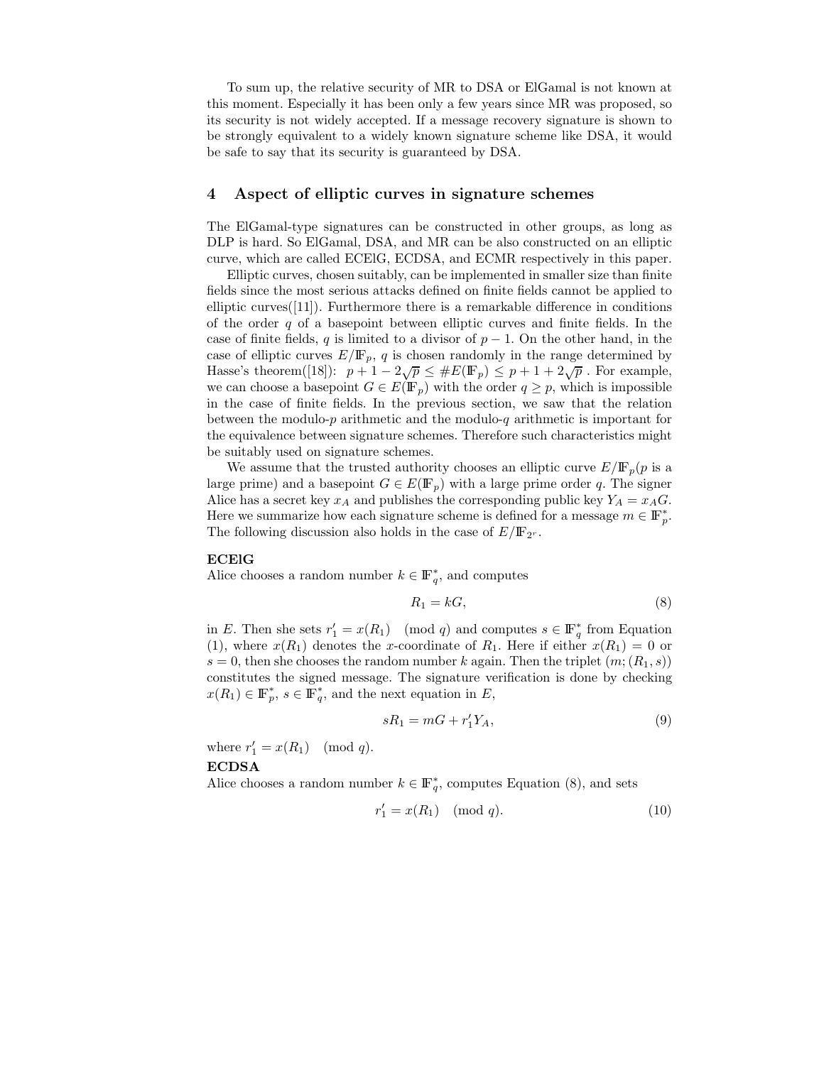To sum up, the relative security of MR to DSA or ElGamal is not known at this moment. Especially it has been only a few years since MR was proposed, so its security is not widely accepted. If a message recovery signature is shown to be strongly equivalent to a widely known signature scheme like DSA, it would be safe to say that its security is guaranteed by DSA.

## 4 Aspect of elliptic curves in signature schemes

The ElGamal-type signatures can be constructed in other groups, as long as DLP is hard. So ElGamal, DSA, and MR can be also constructed on an elliptic curve, which are called ECElG, ECDSA, and ECMR respectively in this paper.

Elliptic curves, chosen suitably, can be implemented in smaller size than finite fields since the most serious attacks defined on finite fields cannot be applied to elliptic curves([11]). Furthermore there is a remarkable difference in conditions of the order $q$ of a basepoint between elliptic curves and finite fields. In the case of finite fields, $q$ is limited to a divisor of $p-1$. On the other hand, in the case of elliptic curves $E/\mathbb{F}_p$, $q$ is chosen randomly in the range determined by Hasse's theorem([18]): $p+1-2\sqrt{p} \leq \#E(\mathbb{F}_p) \leq p+1+2\sqrt{p}$ . For example, we can choose a basepoint $G \in E(\mathbb{F}_p)$ with the order $q \geq p$, which is impossible in the case of finite fields. In the previous section, we saw that the relation between the modulo-$p$ arithmetic and the modulo-$q$ arithmetic is important for the equivalence between signature schemes. Therefore such characteristics might be suitably used on signature schemes.

We assume that the trusted authority chooses an elliptic curve $E/\mathbb{F}_p$($p$ is a large prime) and a basepoint $G \in E(\mathbb{F}_p)$ with a large prime order $q$. The signer Alice has a secret key $x_A$ and publishes the corresponding public key $Y_A = x_A G$. Here we summarize how each signature scheme is defined for a message $m \in \mathbb{F}_p^*$. The following discussion also holds in the case of $E/\mathbb{F}_{2^r}$.

**ECElG**
Alice chooses a random number $k \in \mathbb{F}_q^*$, and computes

$$R_1 = kG, \tag{8}$$

in $E$. Then she sets $r_1' = x(R_1) \pmod q$ and computes $s \in \mathbb{F}_q^*$ from Equation (1), where $x(R_1)$ denotes the $x$-coordinate of $R_1$. Here if either $x(R_1) = 0$ or $s = 0$, then she chooses the random number $k$ again. Then the triplet $(m; (R_1, s))$ constitutes the signed message. The signature verification is done by checking $x(R_1) \in \mathbb{F}_p^*$, $s \in \mathbb{F}_q^*$, and the next equation in $E$,

$$sR_1 = mG + r_1' Y_A, \tag{9}$$

where $r_1' = x(R_1) \pmod q$.

**ECDSA**
Alice chooses a random number $k \in \mathbb{F}_q^*$, computes Equation (8), and sets

$$r_1' = x(R_1) \pmod q. \tag{10}$$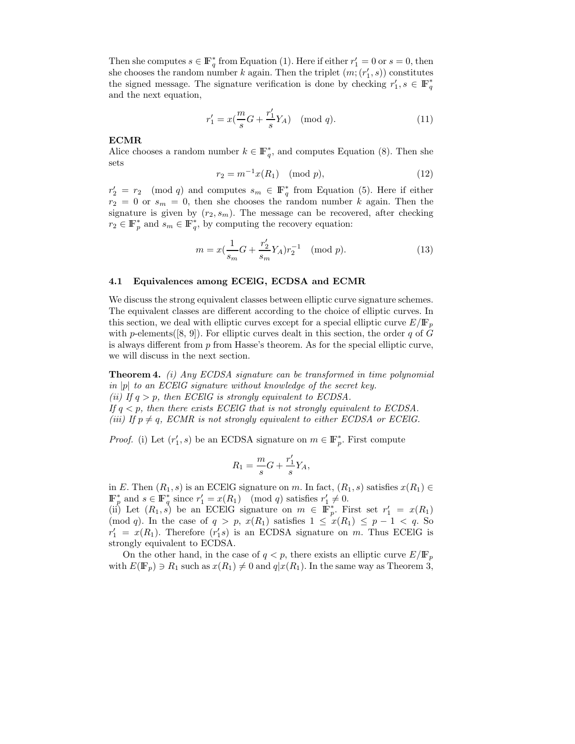Then she computes $s \in \mathbb{F}_q^*$ from Equation (1). Here if either $r_1' = 0$ or $s = 0$, then she chooses the random number $k$ again. Then the triplet $(m; (r_1', s))$ constitutes the signed message. The signature verification is done by checking $r_1', s \in \mathbb{F}_q^*$ and the next equation,

$$r_1' = x(\frac{m}{s}G + \frac{r_1'}{s}Y_A) \pmod q. \tag{11}$$

**ECMR**
Alice chooses a random number $k \in \mathbb{F}_q^*$, and computes Equation (8). Then she sets

$$r_2 = m^{-1}x(R_1) \pmod p, \tag{12}$$

$r_2' = r_2 \pmod q$ and computes $s_m \in \mathbb{F}_q^*$ from Equation (5). Here if either $r_2 = 0$ or $s_m = 0$, then she chooses the random number $k$ again. Then the signature is given by $(r_2, s_m)$. The message can be recovered, after checking $r_2 \in \mathbb{F}_p^*$ and $s_m \in \mathbb{F}_q^*$, by computing the recovery equation:

$$m = x(\frac{1}{s_m}G + \frac{r_2'}{s_m}Y_A)r_2^{-1} \pmod p. \tag{13}$$

### 4.1 Equivalences among ECElG, ECDSA and ECMR

We discuss the strong equivalent classes between elliptic curve signature schemes. The equivalent classes are different according to the choice of elliptic curves. In this section, we deal with elliptic curves except for a special elliptic curve $E/\mathbb{F}_p$ with $p$-elements([8, 9]). For elliptic curves dealt in this section, the order $q$ of $G$ is always different from $p$ from Hasse's theorem. As for the special elliptic curve, we will discuss in the next section.

**Theorem 4.** *(i) Any ECDSA signature can be transformed in time polynomial in $|p|$ to an ECElG signature without knowledge of the secret key.*
*(ii) If $q > p$, then ECElG is strongly equivalent to ECDSA.*
*If $q < p$, then there exists ECElG that is not strongly equivalent to ECDSA.*
*(iii) If $p \neq q$, ECMR is not strongly equivalent to either ECDSA or ECElG.*

*Proof.* (i) Let $(r_1', s)$ be an ECDSA signature on $m \in \mathbb{F}_p^*$. First compute

$$R_1 = \frac{m}{s}G + \frac{r_1'}{s}Y_A,$$

in $E$. Then $(R_1, s)$ is an ECElG signature on $m$. In fact, $(R_1, s)$ satisfies $x(R_1) \in \mathbb{F}_p^*$ and $s \in \mathbb{F}_q^*$ since $r_1' = x(R_1) \pmod q$ satisfies $r_1' \neq 0$.
(ii) Let $(R_1, s)$ be an ECElG signature on $m \in \mathbb{F}_p^*$. First set $r_1' = x(R_1) \pmod q$. In the case of $q > p$, $x(R_1)$ satisfies $1 \leq x(R_1) \leq p - 1 < q$. So $r_1' = x(R_1)$. Therefore $(r_1's)$ is an ECDSA signature on $m$. Thus ECElG is strongly equivalent to ECDSA.

On the other hand, in the case of $q < p$, there exists an elliptic curve $E/\mathbb{F}_p$ with $E(\mathbb{F}_p) \ni R_1$ such as $x(R_1) \neq 0$ and $q | x(R_1)$. In the same way as Theorem 3,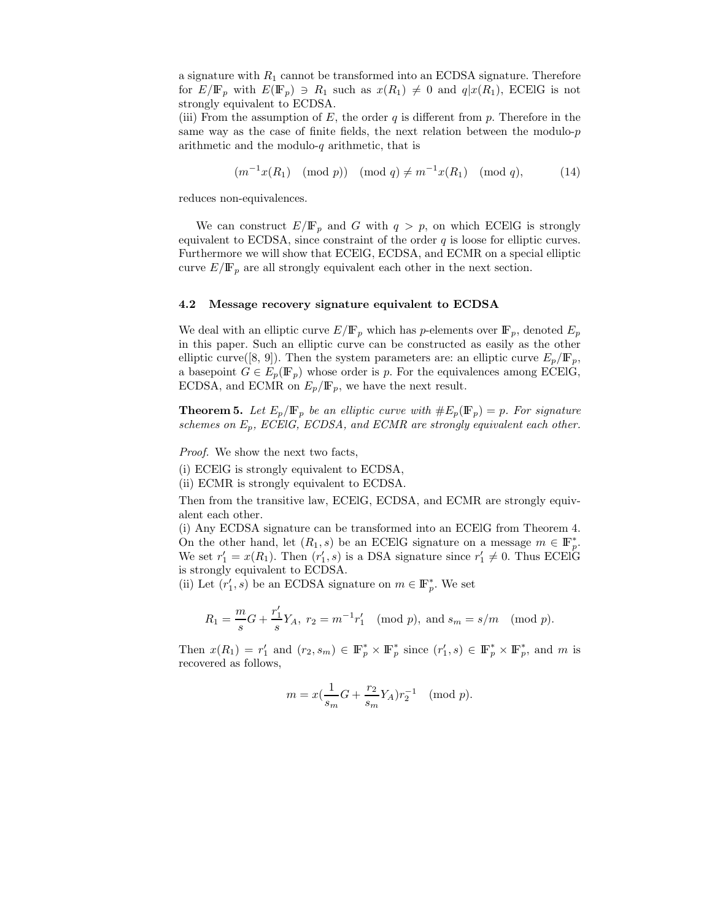a signature with $R_1$ cannot be transformed into an ECDSA signature. Therefore for $E/\mathbb{F}_p$ with $E(\mathbb{F}_p) \ni R_1$ such as $x(R_1) \neq 0$ and $q|x(R_1)$, ECElG is not strongly equivalent to ECDSA.
(iii) From the assumption of $E$, the order $q$ is different from $p$. Therefore in the same way as the case of finite fields, the next relation between the modulo-$p$ arithmetic and the modulo-$q$ arithmetic, that is

$$(m^{-1}x(R_1) \pmod{p}) \pmod{q} \neq m^{-1}x(R_1) \pmod{q}, \tag{14}$$

reduces non-equivalences.

We can construct $E/\mathbb{F}_p$ and $G$ with $q > p$, on which ECElG is strongly equivalent to ECDSA, since constraint of the order $q$ is loose for elliptic curves. Furthermore we will show that ECElG, ECDSA, and ECMR on a special elliptic curve $E/\mathbb{F}_p$ are all strongly equivalent each other in the next section.

### 4.2 Message recovery signature equivalent to ECDSA

We deal with an elliptic curve $E/\mathbb{F}_p$ which has $p$-elements over $\mathbb{F}_p$, denoted $E_p$ in this paper. Such an elliptic curve can be constructed as easily as the other elliptic curve([8, 9]). Then the system parameters are: an elliptic curve $E_p/\mathbb{F}_p$, a basepoint $G \in E_p(\mathbb{F}_p)$ whose order is $p$. For the equivalences among ECElG, ECDSA, and ECMR on $E_p/\mathbb{F}_p$, we have the next result.

**Theorem 5.** *Let $E_p/\mathbb{F}_p$ be an elliptic curve with $\#E_p(\mathbb{F}_p) = p$. For signature schemes on $E_p$, ECElG, ECDSA, and ECMR are strongly equivalent each other.*

*Proof.* We show the next two facts,

(i) ECElG is strongly equivalent to ECDSA,

(ii) ECMR is strongly equivalent to ECDSA.

Then from the transitive law, ECElG, ECDSA, and ECMR are strongly equivalent each other.

(i) Any ECDSA signature can be transformed into an ECElG from Theorem 4. On the other hand, let $(R_1, s)$ be an ECElG signature on a message $m \in \mathbb{F}_p^*$. We set $r_1' = x(R_1)$. Then $(r_1', s)$ is a DSA signature since $r_1' \neq 0$. Thus ECElG is strongly equivalent to ECDSA.

(ii) Let $(r_1', s)$ be an ECDSA signature on $m \in \mathbb{F}_p^*$. We set

$$R_1 = \frac{m}{s}G + \frac{r_1'}{s}Y_A,\ r_2 = m^{-1}r_1' \pmod{p},\ \text{and}\ s_m = s/m \pmod{p}.$$

Then $x(R_1) = r_1'$ and $(r_2, s_m) \in \mathbb{F}_p^* \times \mathbb{F}_p^*$ since $(r_1', s) \in \mathbb{F}_p^* \times \mathbb{F}_p^*$, and $m$ is recovered as follows,

$$m = x(\frac{1}{s_m}G + \frac{r_2}{s_m}Y_A)r_2^{-1} \pmod{p}.$$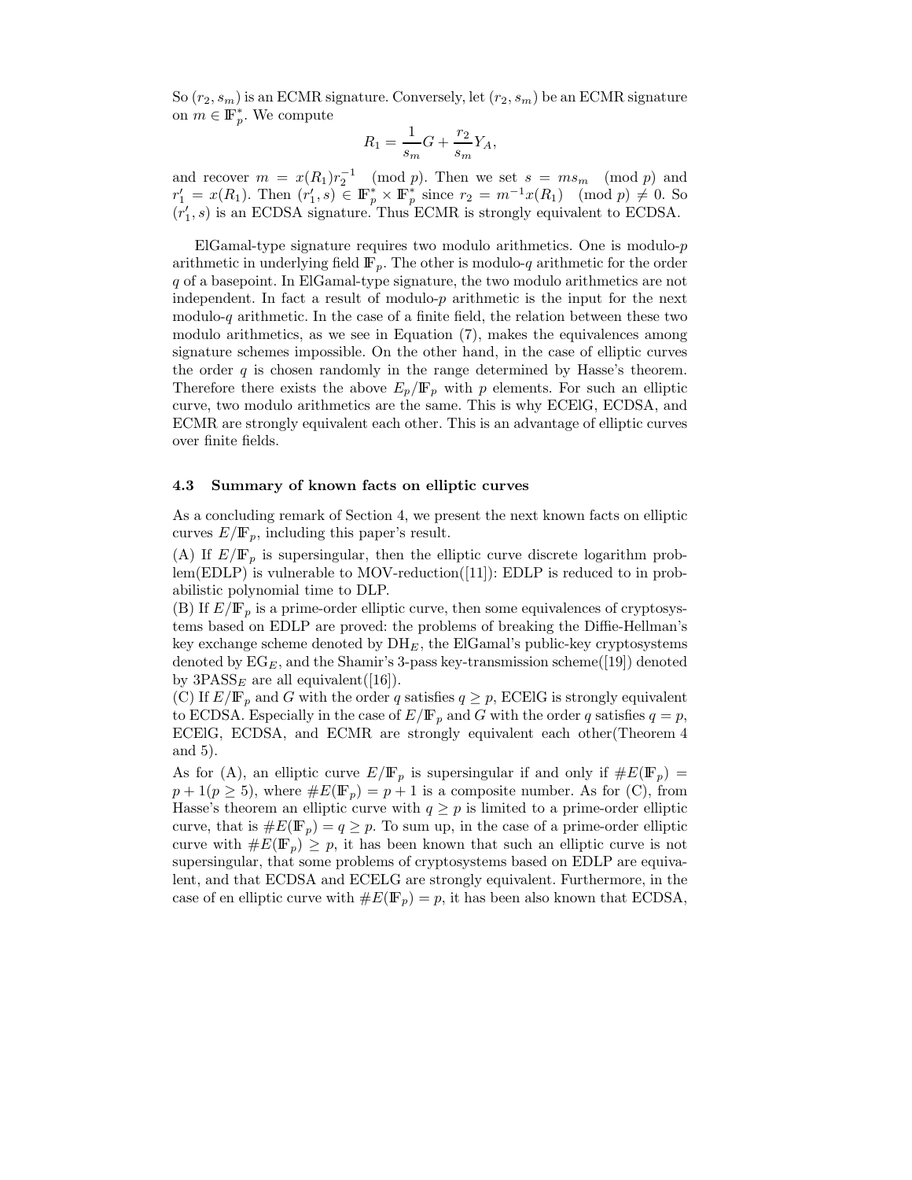So $(r_2, s_m)$ is an ECMR signature. Conversely, let $(r_2, s_m)$ be an ECMR signature on $m \in \mathbb{F}_p^*$. We compute

$$R_1 = \frac{1}{s_m}G + \frac{r_2}{s_m}Y_A,$$

and recover $m = x(R_1)r_2^{-1} \pmod p$. Then we set $s = ms_m \pmod p$ and $r_1' = x(R_1)$. Then $(r_1', s) \in \mathbb{F}_p^* \times \mathbb{F}_p^*$ since $r_2 = m^{-1}x(R_1) \pmod p \neq 0$. So $(r_1', s)$ is an ECDSA signature. Thus ECMR is strongly equivalent to ECDSA.

ElGamal-type signature requires two modulo arithmetics. One is modulo-$p$ arithmetic in underlying field $\mathbb{F}_p$. The other is modulo-$q$ arithmetic for the order $q$ of a basepoint. In ElGamal-type signature, the two modulo arithmetics are not independent. In fact a result of modulo-$p$ arithmetic is the input for the next modulo-$q$ arithmetic. In the case of a finite field, the relation between these two modulo arithmetics, as we see in Equation (7), makes the equivalences among signature schemes impossible. On the other hand, in the case of elliptic curves the order $q$ is chosen randomly in the range determined by Hasse's theorem. Therefore there exists the above $E_p/\mathbb{F}_p$ with $p$ elements. For such an elliptic curve, two modulo arithmetics are the same. This is why ECElG, ECDSA, and ECMR are strongly equivalent each other. This is an advantage of elliptic curves over finite fields.

### 4.3 Summary of known facts on elliptic curves

As a concluding remark of Section 4, we present the next known facts on elliptic curves $E/\mathbb{F}_p$, including this paper's result.

(A) If $E/\mathbb{F}_p$ is supersingular, then the elliptic curve discrete logarithm problem(EDLP) is vulnerable to MOV-reduction([11]): EDLP is reduced to in probabilistic polynomial time to DLP.
(B) If $E/\mathbb{F}_p$ is a prime-order elliptic curve, then some equivalences of cryptosystems based on EDLP are proved: the problems of breaking the Diffie-Hellman's key exchange scheme denoted by $\mathrm{DH}_E$, the ElGamal's public-key cryptosystems denoted by $\mathrm{EG}_E$, and the Shamir's 3-pass key-transmission scheme([19]) denoted by $3\mathrm{PASS}_E$ are all equivalent([16]).
(C) If $E/\mathbb{F}_p$ and $G$ with the order $q$ satisfies $q \geq p$, ECElG is strongly equivalent to ECDSA. Especially in the case of $E/\mathbb{F}_p$ and $G$ with the order $q$ satisfies $q = p$, ECElG, ECDSA, and ECMR are strongly equivalent each other(Theorem 4 and 5).

As for (A), an elliptic curve $E/\mathbb{F}_p$ is supersingular if and only if $\#E(\mathbb{F}_p) = p + 1 (p \geq 5)$, where $\#E(\mathbb{F}_p) = p + 1$ is a composite number. As for (C), from Hasse's theorem an elliptic curve with $q \geq p$ is limited to a prime-order elliptic curve, that is $\#E(\mathbb{F}_p) = q \geq p$. To sum up, in the case of a prime-order elliptic curve with $\#E(\mathbb{F}_p) \geq p$, it has been known that such an elliptic curve is not supersingular, that some problems of cryptosystems based on EDLP are equivalent, and that ECDSA and ECELG are strongly equivalent. Furthermore, in the case of en elliptic curve with $\#E(\mathbb{F}_p) = p$, it has been also known that ECDSA,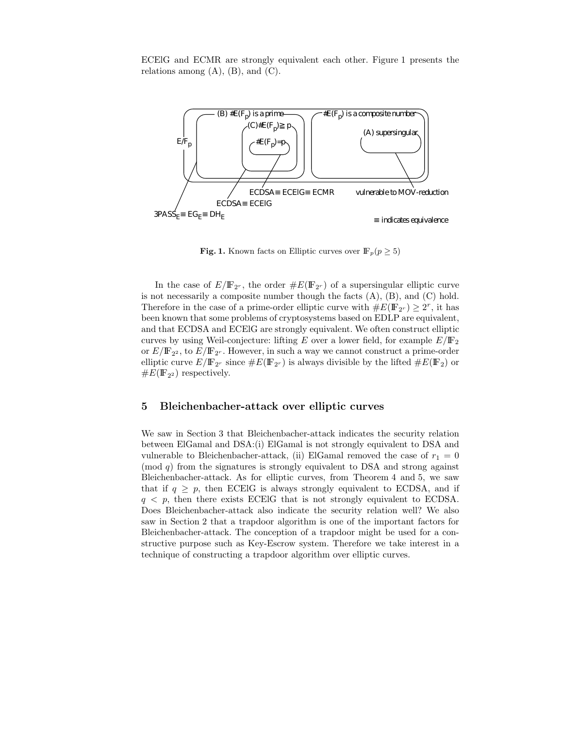ECElG and ECMR are strongly equivalent each other. Figure 1 presents the relations among (A), (B), and (C).

**Fig. 1.** Known facts on Elliptic curves over $\mathbb{F}_p (p \geq 5)$

In the case of $E/\mathbb{F}_{2^r}$, the order $\#E(\mathbb{F}_{2^r})$ of a supersingular elliptic curve is not necessarily a composite number though the facts (A), (B), and (C) hold. Therefore in the case of a prime-order elliptic curve with $\#E(\mathbb{F}_{2^r}) \geq 2^r$, it has been known that some problems of cryptosystems based on EDLP are equivalent, and that ECDSA and ECElG are strongly equivalent. We often construct elliptic curves by using Weil-conjecture: lifting $E$ over a lower field, for example $E/\mathbb{F}_2$ or $E/\mathbb{F}_{2^2}$, to $E/\mathbb{F}_{2^r}$. However, in such a way we cannot construct a prime-order elliptic curve $E/\mathbb{F}_{2^r}$ since $\#E(\mathbb{F}_{2^r})$ is always divisible by the lifted $\#E(\mathbb{F}_2)$ or $\#E(\mathbb{F}_{2^2})$ respectively.

## 5 Bleichenbacher-attack over elliptic curves

We saw in Section 3 that Bleichenbacher-attack indicates the security relation between ElGamal and DSA:(i) ElGamal is not strongly equivalent to DSA and vulnerable to Bleichenbacher-attack, (ii) ElGamal removed the case of $r_1 = 0 \pmod{q}$ from the signatures is strongly equivalent to DSA and strong against Bleichenbacher-attack. As for elliptic curves, from Theorem 4 and 5, we saw that if $q \geq p$, then ECElG is always strongly equivalent to ECDSA, and if $q < p$, then there exists ECElG that is not strongly equivalent to ECDSA. Does Bleichenbacher-attack also indicate the security relation well? We also saw in Section 2 that a trapdoor algorithm is one of the important factors for Bleichenbacher-attack. The conception of a trapdoor might be used for a constructive purpose such as Key-Escrow system. Therefore we take interest in a technique of constructing a trapdoor algorithm over elliptic curves.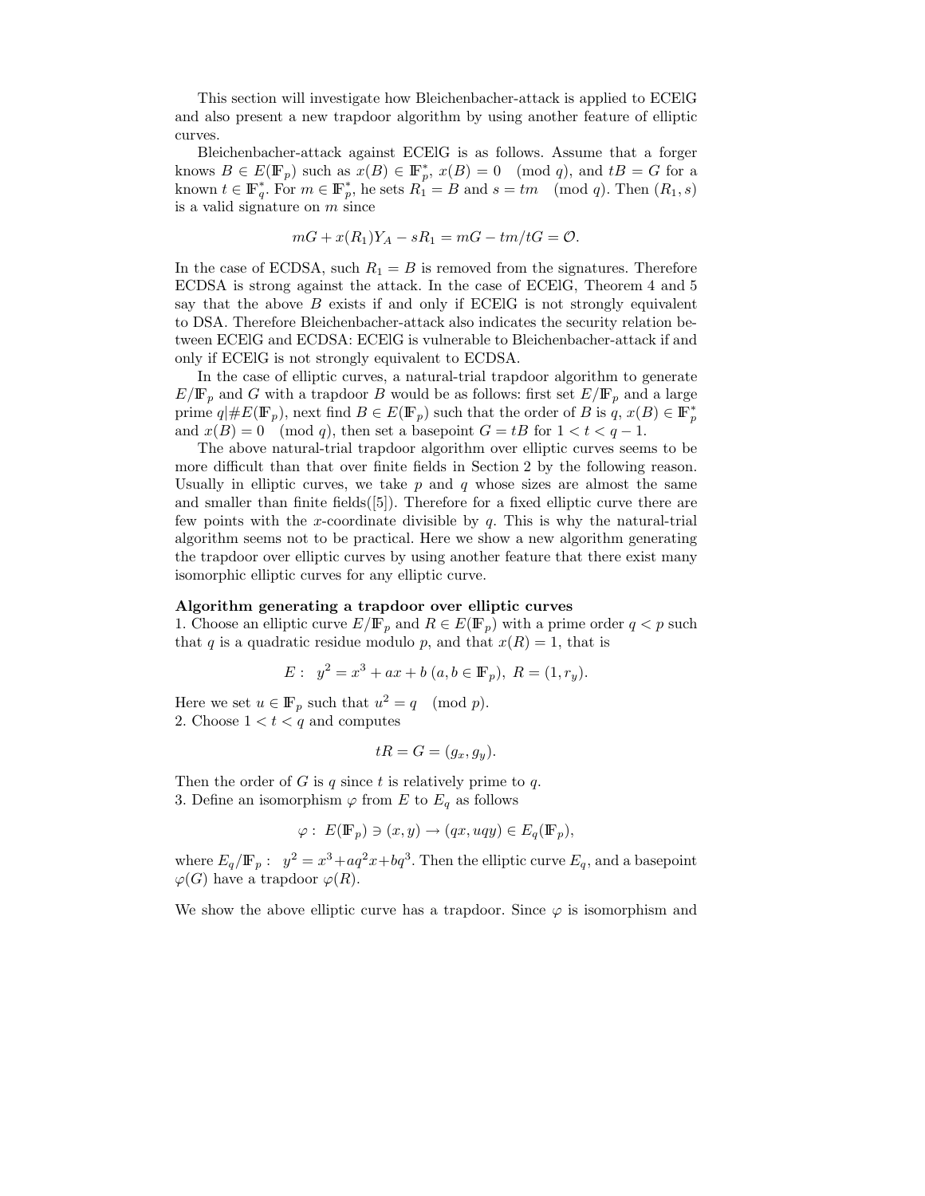This section will investigate how Bleichenbacher-attack is applied to ECElG and also present a new trapdoor algorithm by using another feature of elliptic curves.

Bleichenbacher-attack against ECElG is as follows. Assume that a forger knows $B \in E(\mathbb{F}_p)$ such as $x(B) \in \mathbb{F}_p^*$, $x(B) = 0 \pmod q$, and $tB = G$ for a known $t \in \mathbb{F}_q^*$. For $m \in \mathbb{F}_p^*$, he sets $R_1 = B$ and $s = tm \pmod q$. Then $(R_1, s)$ is a valid signature on $m$ since

$$mG + x(R_1)Y_A - sR_1 = mG - tm/tG = \mathcal{O}.$$

In the case of ECDSA, such $R_1 = B$ is removed from the signatures. Therefore ECDSA is strong against the attack. In the case of ECElG, Theorem 4 and 5 say that the above $B$ exists if and only if ECElG is not strongly equivalent to DSA. Therefore Bleichenbacher-attack also indicates the security relation between ECElG and ECDSA: ECElG is vulnerable to Bleichenbacher-attack if and only if ECElG is not strongly equivalent to ECDSA.

In the case of elliptic curves, a natural-trial trapdoor algorithm to generate $E/\mathbb{F}_p$ and $G$ with a trapdoor $B$ would be as follows: first set $E/\mathbb{F}_p$ and a large prime $q|\#E(\mathbb{F}_p)$, next find $B \in E(\mathbb{F}_p)$ such that the order of $B$ is $q$, $x(B) \in \mathbb{F}_p^*$ and $x(B) = 0 \pmod q$, then set a basepoint $G = tB$ for $1 < t < q - 1$.

The above natural-trial trapdoor algorithm over elliptic curves seems to be more difficult than that over finite fields in Section 2 by the following reason. Usually in elliptic curves, we take $p$ and $q$ whose sizes are almost the same and smaller than finite fields([5]). Therefore for a fixed elliptic curve there are few points with the $x$-coordinate divisible by $q$. This is why the natural-trial algorithm seems not to be practical. Here we show a new algorithm generating the trapdoor over elliptic curves by using another feature that there exist many isomorphic elliptic curves for any elliptic curve.

**Algorithm generating a trapdoor over elliptic curves**

1. Choose an elliptic curve $E/\mathbb{F}_p$ and $R \in E(\mathbb{F}_p)$ with a prime order $q < p$ such that $q$ is a quadratic residue modulo $p$, and that $x(R) = 1$, that is

$$E: \;\; y^2 = x^3 + ax + b \;(a, b \in \mathbb{F}_p), \;\; R = (1, r_y).$$

Here we set $u \in \mathbb{F}_p$ such that $u^2 = q \pmod p$.

2. Choose $1 < t < q$ and computes

$$tR = G = (g_x, g_y).$$

Then the order of $G$ is $q$ since $t$ is relatively prime to $q$.

3. Define an isomorphism $\varphi$ from $E$ to $E_q$ as follows

$$\varphi: \; E(\mathbb{F}_p) \ni (x, y) \rightarrow (qx, uqy) \in E_q(\mathbb{F}_p),$$

where $E_q/\mathbb{F}_p: \;\; y^2 = x^3 + aq^2x + bq^3$. Then the elliptic curve $E_q$, and a basepoint $\varphi(G)$ have a trapdoor $\varphi(R)$.

We show the above elliptic curve has a trapdoor. Since $\varphi$ is isomorphism and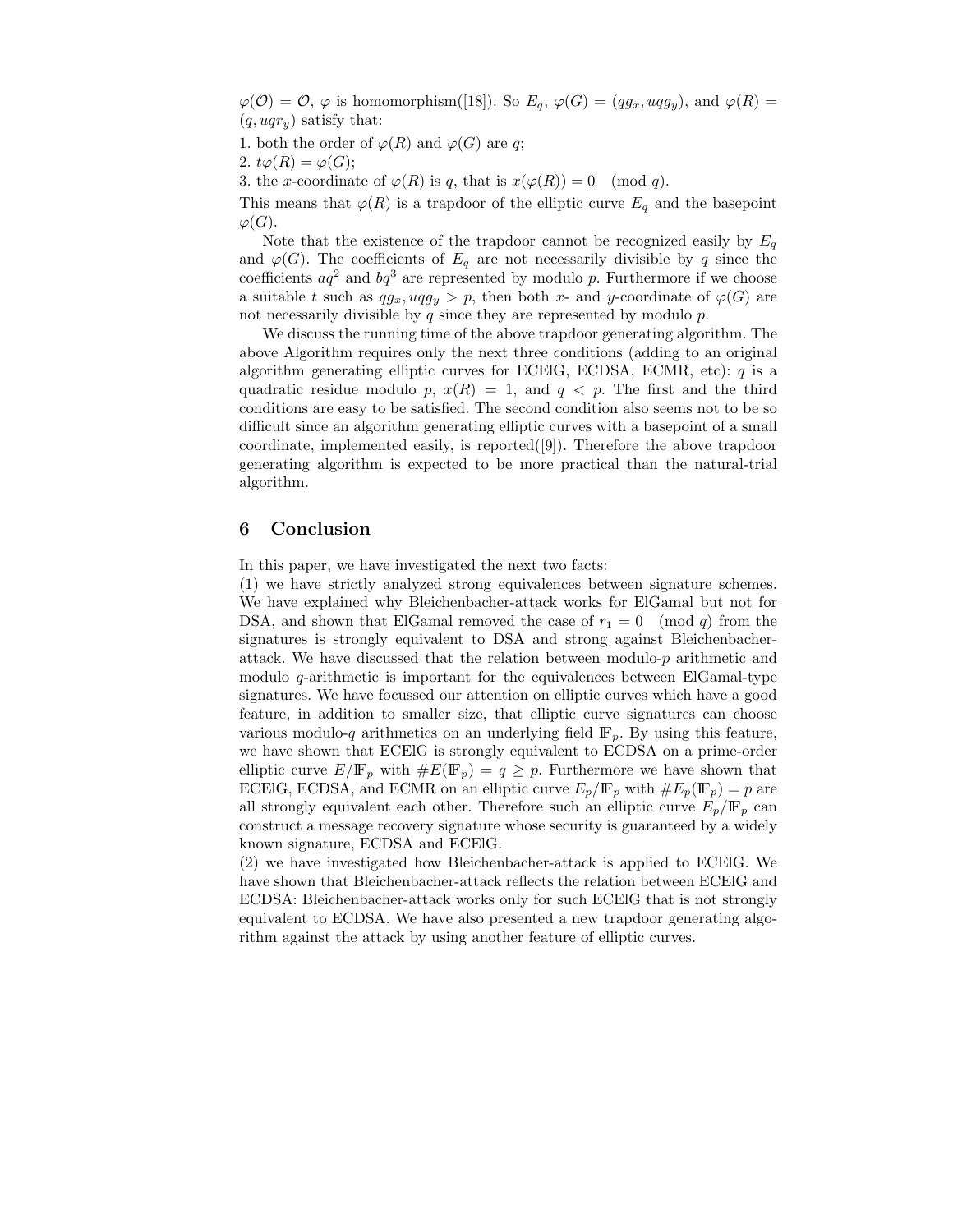$\varphi(\mathcal{O}) = \mathcal{O}$, $\varphi$ is homomorphism([18]). So $E_q$, $\varphi(G) = (qg_x, uqg_y)$, and $\varphi(R) = (q, uqr_y)$ satisfy that:

1. both the order of $\varphi(R)$ and $\varphi(G)$ are $q$;
2. $t\varphi(R) = \varphi(G)$;
3. the $x$-coordinate of $\varphi(R)$ is $q$, that is $x(\varphi(R)) = 0 \pmod q$.

This means that $\varphi(R)$ is a trapdoor of the elliptic curve $E_q$ and the basepoint $\varphi(G)$.

Note that the existence of the trapdoor cannot be recognized easily by $E_q$ and $\varphi(G)$. The coefficients of $E_q$ are not necessarily divisible by $q$ since the coefficients $aq^2$ and $bq^3$ are represented by modulo $p$. Furthermore if we choose a suitable $t$ such as $qg_x, uqg_y > p$, then both $x$- and $y$-coordinate of $\varphi(G)$ are not necessarily divisible by $q$ since they are represented by modulo $p$.

We discuss the running time of the above trapdoor generating algorithm. The above Algorithm requires only the next three conditions (adding to an original algorithm generating elliptic curves for ECElG, ECDSA, ECMR, etc): $q$ is a quadratic residue modulo $p$, $x(R) = 1$, and $q < p$. The first and the third conditions are easy to be satisfied. The second condition also seems not to be so difficult since an algorithm generating elliptic curves with a basepoint of a small coordinate, implemented easily, is reported([9]). Therefore the above trapdoor generating algorithm is expected to be more practical than the natural-trial algorithm.

## 6 Conclusion

In this paper, we have investigated the next two facts:

(1) we have strictly analyzed strong equivalences between signature schemes. We have explained why Bleichenbacher-attack works for ElGamal but not for DSA, and shown that ElGamal removed the case of $r_1 = 0 \pmod q$ from the signatures is strongly equivalent to DSA and strong against Bleichenbacher-attack. We have discussed that the relation between modulo-$p$ arithmetic and modulo $q$-arithmetic is important for the equivalences between ElGamal-type signatures. We have focussed our attention on elliptic curves which have a good feature, in addition to smaller size, that elliptic curve signatures can choose various modulo-$q$ arithmetics on an underlying field $\mathbb{F}_p$. By using this feature, we have shown that ECElG is strongly equivalent to ECDSA on a prime-order elliptic curve $E/\mathbb{F}_p$ with $\#E(\mathbb{F}_p) = q \geq p$. Furthermore we have shown that ECElG, ECDSA, and ECMR on an elliptic curve $E_p/\mathbb{F}_p$ with $\#E_p(\mathbb{F}_p) = p$ are all strongly equivalent each other. Therefore such an elliptic curve $E_p/\mathbb{F}_p$ can construct a message recovery signature whose security is guaranteed by a widely known signature, ECDSA and ECElG.

(2) we have investigated how Bleichenbacher-attack is applied to ECElG. We have shown that Bleichenbacher-attack reflects the relation between ECElG and ECDSA: Bleichenbacher-attack works only for such ECElG that is not strongly equivalent to ECDSA. We have also presented a new trapdoor generating algorithm against the attack by using another feature of elliptic curves.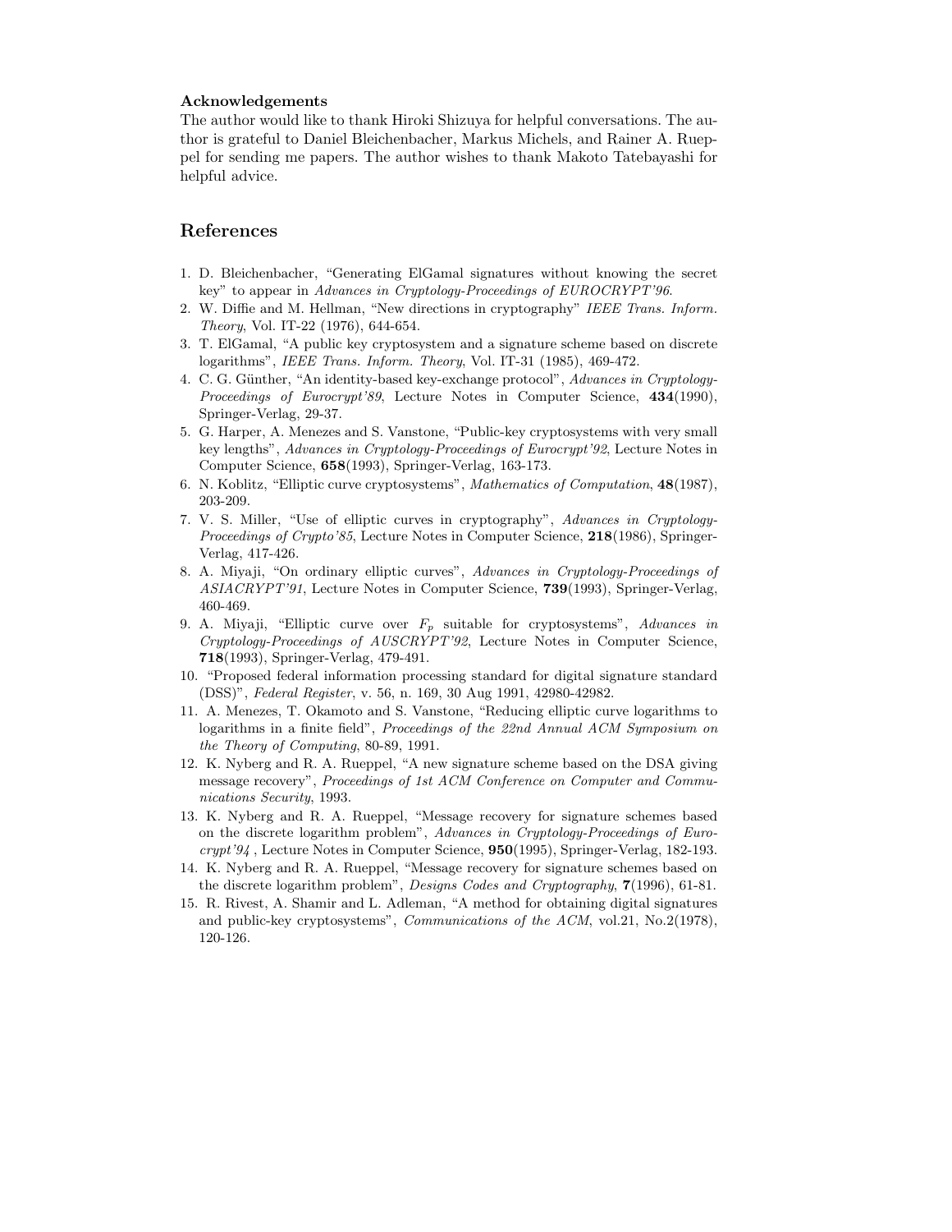**Acknowledgements**

The author would like to thank Hiroki Shizuya for helpful conversations. The author is grateful to Daniel Bleichenbacher, Markus Michels, and Rainer A. Rueppel for sending me papers. The author wishes to thank Makoto Tatebayashi for helpful advice.

## References

1. D. Bleichenbacher, "Generating ElGamal signatures without knowing the secret key" to appear in *Advances in Cryptology-Proceedings of EUROCRYPT'96*.
2. W. Diffie and M. Hellman, "New directions in cryptography" *IEEE Trans. Inform. Theory*, Vol. IT-22 (1976), 644-654.
3. T. ElGamal, "A public key cryptosystem and a signature scheme based on discrete logarithms", *IEEE Trans. Inform. Theory*, Vol. IT-31 (1985), 469-472.
4. C. G. Günther, "An identity-based key-exchange protocol", *Advances in Cryptology-Proceedings of Eurocrypt'89*, Lecture Notes in Computer Science, **434**(1990), Springer-Verlag, 29-37.
5. G. Harper, A. Menezes and S. Vanstone, "Public-key cryptosystems with very small key lengths", *Advances in Cryptology-Proceedings of Eurocrypt'92*, Lecture Notes in Computer Science, **658**(1993), Springer-Verlag, 163-173.
6. N. Koblitz, "Elliptic curve cryptosystems", *Mathematics of Computation*, **48**(1987), 203-209.
7. V. S. Miller, "Use of elliptic curves in cryptography", *Advances in Cryptology-Proceedings of Crypto'85*, Lecture Notes in Computer Science, **218**(1986), Springer-Verlag, 417-426.
8. A. Miyaji, "On ordinary elliptic curves", *Advances in Cryptology-Proceedings of ASIACRYPT'91*, Lecture Notes in Computer Science, **739**(1993), Springer-Verlag, 460-469.
9. A. Miyaji, "Elliptic curve over $F_p$ suitable for cryptosystems", *Advances in Cryptology-Proceedings of AUSCRYPT'92*, Lecture Notes in Computer Science, **718**(1993), Springer-Verlag, 479-491.
10. "Proposed federal information processing standard for digital signature standard (DSS)", *Federal Register*, v. 56, n. 169, 30 Aug 1991, 42980-42982.
11. A. Menezes, T. Okamoto and S. Vanstone, "Reducing elliptic curve logarithms to logarithms in a finite field", *Proceedings of the 22nd Annual ACM Symposium on the Theory of Computing*, 80-89, 1991.
12. K. Nyberg and R. A. Rueppel, "A new signature scheme based on the DSA giving message recovery", *Proceedings of 1st ACM Conference on Computer and Communications Security*, 1993.
13. K. Nyberg and R. A. Rueppel, "Message recovery for signature schemes based on the discrete logarithm problem", *Advances in Cryptology-Proceedings of Eurocrypt'94*, Lecture Notes in Computer Science, **950**(1995), Springer-Verlag, 182-193.
14. K. Nyberg and R. A. Rueppel, "Message recovery for signature schemes based on the discrete logarithm problem", *Designs Codes and Cryptography*, **7**(1996), 61-81.
15. R. Rivest, A. Shamir and L. Adleman, "A method for obtaining digital signatures and public-key cryptosystems", *Communications of the ACM*, vol.21, No.2(1978), 120-126.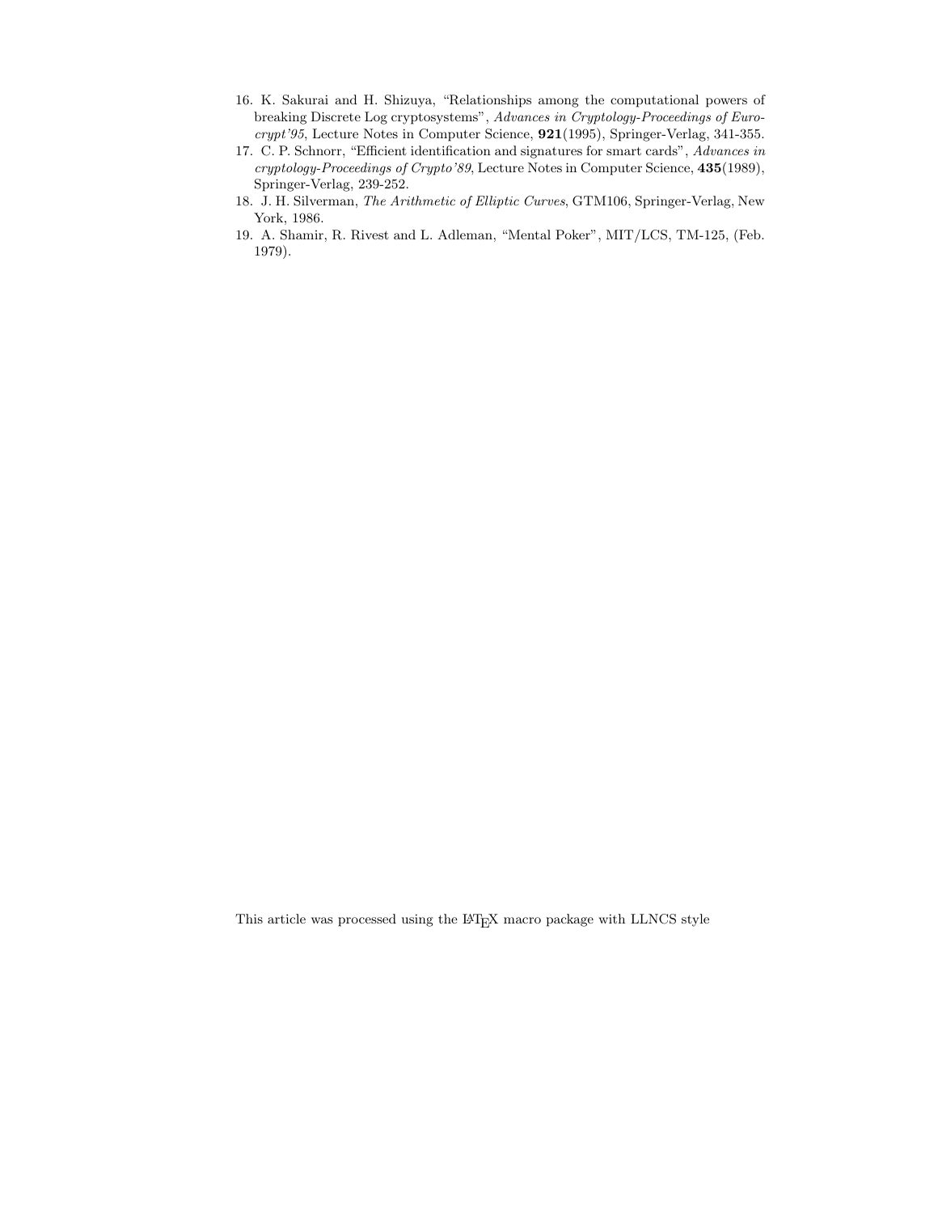16. K. Sakurai and H. Shizuya, "Relationships among the computational powers of breaking Discrete Log cryptosystems", *Advances in Cryptology-Proceedings of Eurocrypt'95*, Lecture Notes in Computer Science, **921**(1995), Springer-Verlag, 341-355.
17. C. P. Schnorr, "Efficient identification and signatures for smart cards", *Advances in cryptology-Proceedings of Crypto'89*, Lecture Notes in Computer Science, **435**(1989), Springer-Verlag, 239-252.
18. J. H. Silverman, *The Arithmetic of Elliptic Curves*, GTM106, Springer-Verlag, New York, 1986.
19. A. Shamir, R. Rivest and L. Adleman, "Mental Poker", MIT/LCS, TM-125, (Feb. 1979).

This article was processed using the LaTeX macro package with LLNCS style